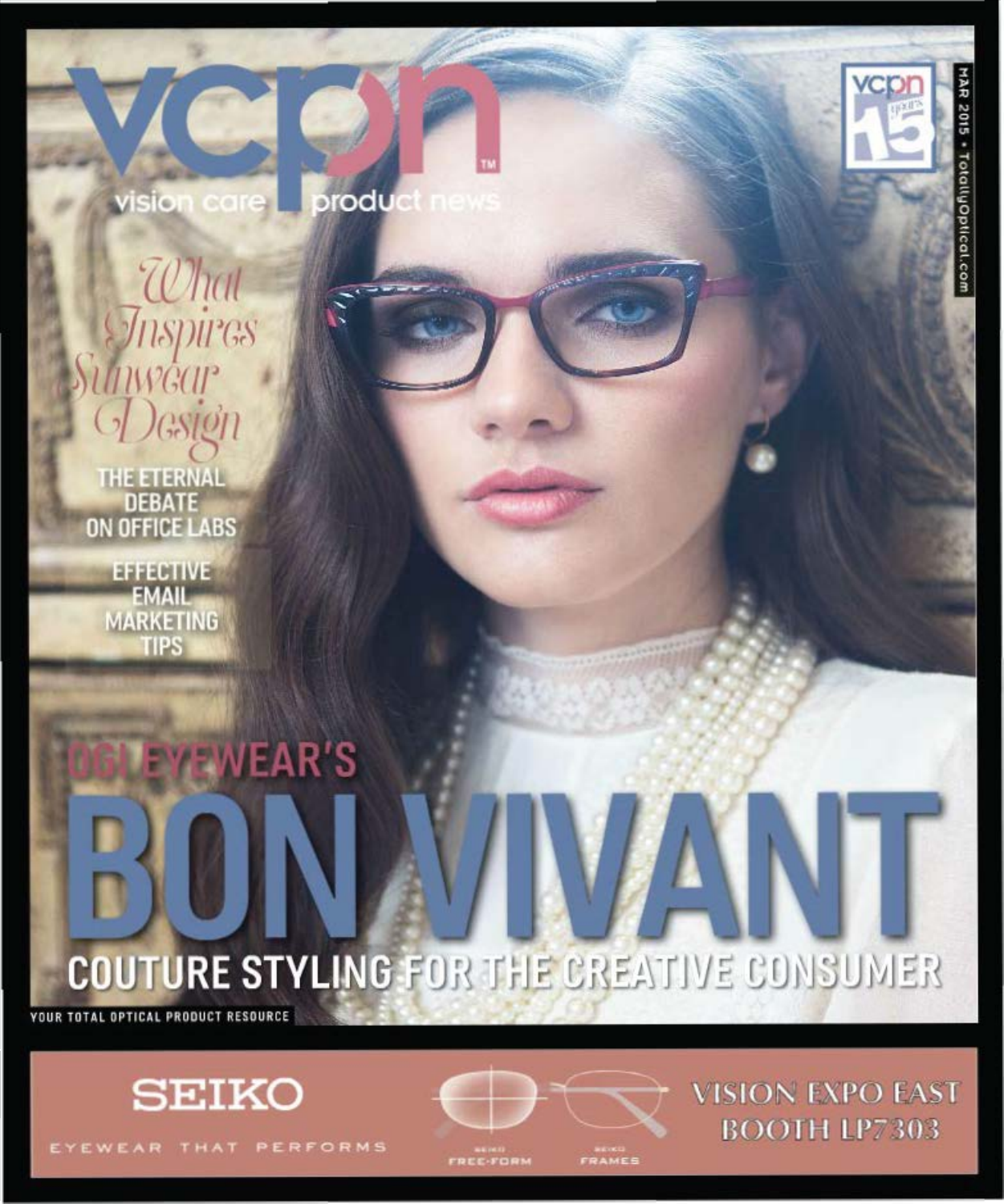# vcpn

vision care product news

vcpn 15 years

MAR 2015 • TotallyOptical.com

*What Inspires Sunwear Design*

**THE ETERNAL DEBATE ON OFFICE LABS**

**EFFECTIVE EMAIL MARKETING TIPS**

## OGI EYEWEAR'S

# BON VIVANT

## COUTURE STYLING FOR THE CREATIVE CONSUMER

YOUR TOTAL OPTICAL PRODUCT RESOURCE

SEIKO

EYEWEAR THAT PERFORMS

SEIKO FREE-FORM

SEIKO FRAMES

VISION EXPO EAST BOOTH LP7303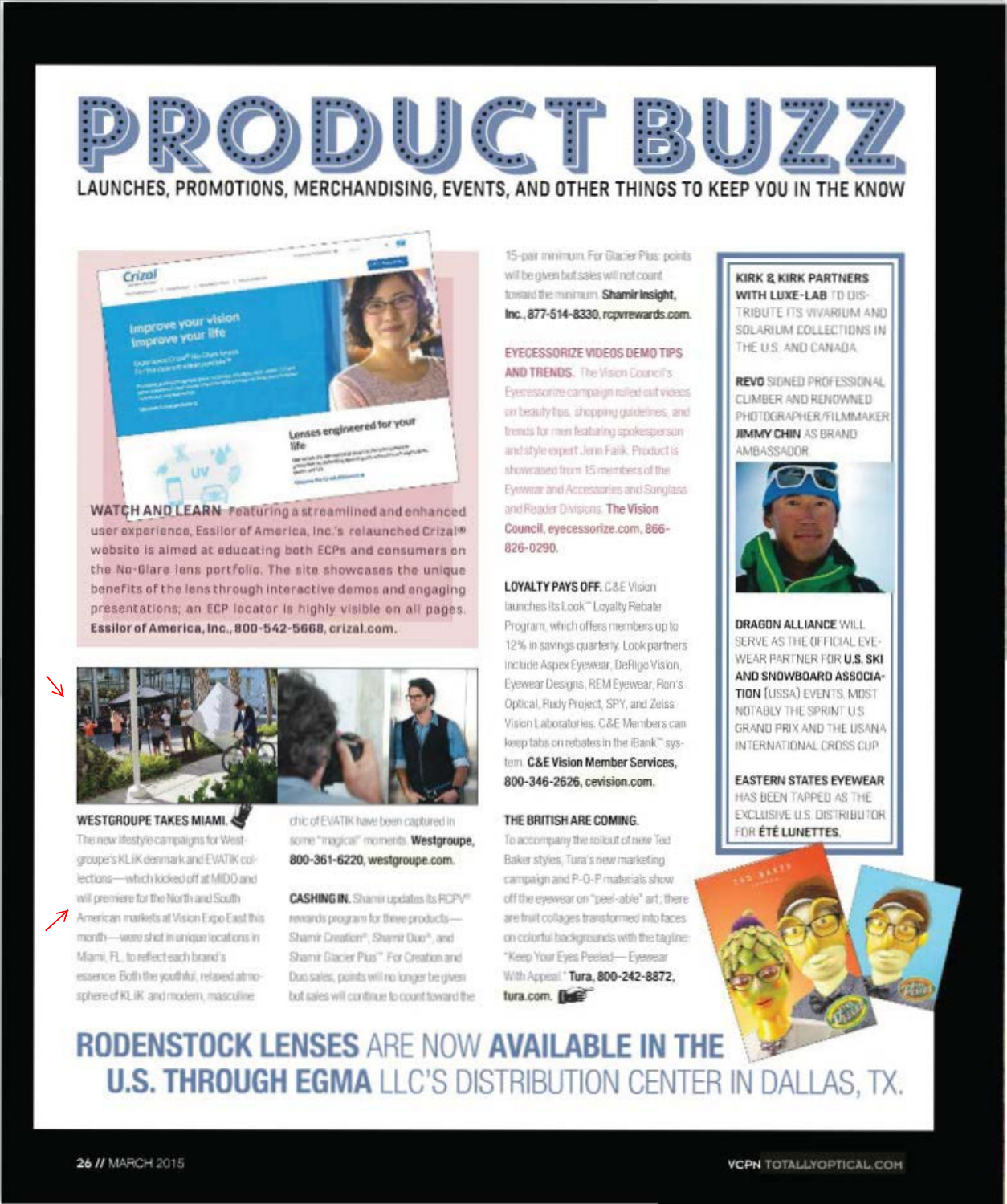# PRODUCT BUZZ

LAUNCHES, PROMOTIONS, MERCHANDISING, EVENTS, AND OTHER THINGS TO KEEP YOU IN THE KNOW

**WATCH AND LEARN** Featuring a streamlined and enhanced user experience, Essilor of America, Inc.'s relaunched Crizal® website is aimed at educating both ECPs and consumers on the No-Glare lens portfolio. The site showcases the unique benefits of the lens through interactive demos and engaging presentations; an ECP locator is highly visible on all pages. **Essilor of America, Inc., 800-542-5668, crizal.com.**

**WESTGROUPE TAKES MIAMI.** The new lifestyle campaigns for Westgroupe's KLIK denmark and EVATIK collections—which kicked off at MIDO and will premiere for the North and South American markets at Vision Expo East this month—were shot in unique locations in Miami, FL, to reflect each brand's essence. Both the youthful, relaxed atmosphere of KLIK and modern, masculine chic of EVATIK have been captured in some "magical" moments. **Westgroupe, 800-361-6220, westgroupe.com.**

**CASHING IN.** Shamir updates its RCPV® rewards program for three products—Shamir Creation®, Shamir Duo®, and Shamir Glacier Plus™. For Creation and Duo sales, points will no longer be given but sales will continue to count toward the 15-pair minimum. For Glacier Plus, points will be given but sales will not count toward the minimum. **Shamir Insight, Inc., 877-514-8330, rcpvrewards.com.**

**EYECESSORIZE VIDEOS DEMO TIPS AND TRENDS.** The Vision Council's Eyecessorize campaign rolled out videos on beauty tips, shopping guidelines, and trends for men featuring spokesperson and style expert Jenn Falik. Product is showcased from 15 members of the Eyewear and Accessories and Sunglass and Reader Divisions. **The Vision Council, eyecessorize.com, 866-826-0290.**

**LOYALTY PAYS OFF.** C&E Vision launches its Look™ Loyalty Rebate Program, which offers members up to 12% in savings quarterly. Look partners include Aspex Eyewear, DeRigo Vision, Eyewear Designs, REM Eyewear, Ron's Optical, Rudy Project, SPY, and Zeiss Vision Laboratories. C&E Members can keep tabs on rebates in the iBank™ system. **C&E Vision Member Services, 800-346-2626, cevision.com.**

**THE BRITISH ARE COMING.** To accompany the rollout of new Ted Baker styles, Tura's new marketing campaign and P-O-P materials show off the eyewear on "peel-able" art; there are fruit collages transformed into faces on colorful backgrounds with the tagline "Keep Your Eyes Peeled—Eyewear With Appeal." **Tura, 800-242-8872, tura.com.**

**KIRK & KIRK PARTNERS WITH LUXE-LAB** TO DISTRIBUTE ITS VIVARIUM AND SOLARIUM COLLECTIONS IN THE U.S. AND CANADA.

**REVO** SIGNED PROFESSIONAL CLIMBER AND RENOWNED PHOTOGRAPHER/FILMMAKER **JIMMY CHIN** AS BRAND AMBASSADOR.

**DRAGON ALLIANCE** WILL SERVE AS THE OFFICIAL EYEWEAR PARTNER FOR **U.S. SKI AND SNOWBOARD ASSOCIATION** (USSA) EVENTS, MOST NOTABLY THE SPRINT U.S. GRAND PRIX AND THE USANA INTERNATIONAL CROSS CUP.

**EASTERN STATES EYEWEAR** HAS BEEN TAPPED AS THE EXCLUSIVE U.S. DISTRIBUTOR FOR **ÉTÉ LUNETTES.**

**RODENSTOCK LENSES** ARE NOW **AVAILABLE IN THE U.S. THROUGH EGMA** LLC'S DISTRIBUTION CENTER IN DALLAS, TX.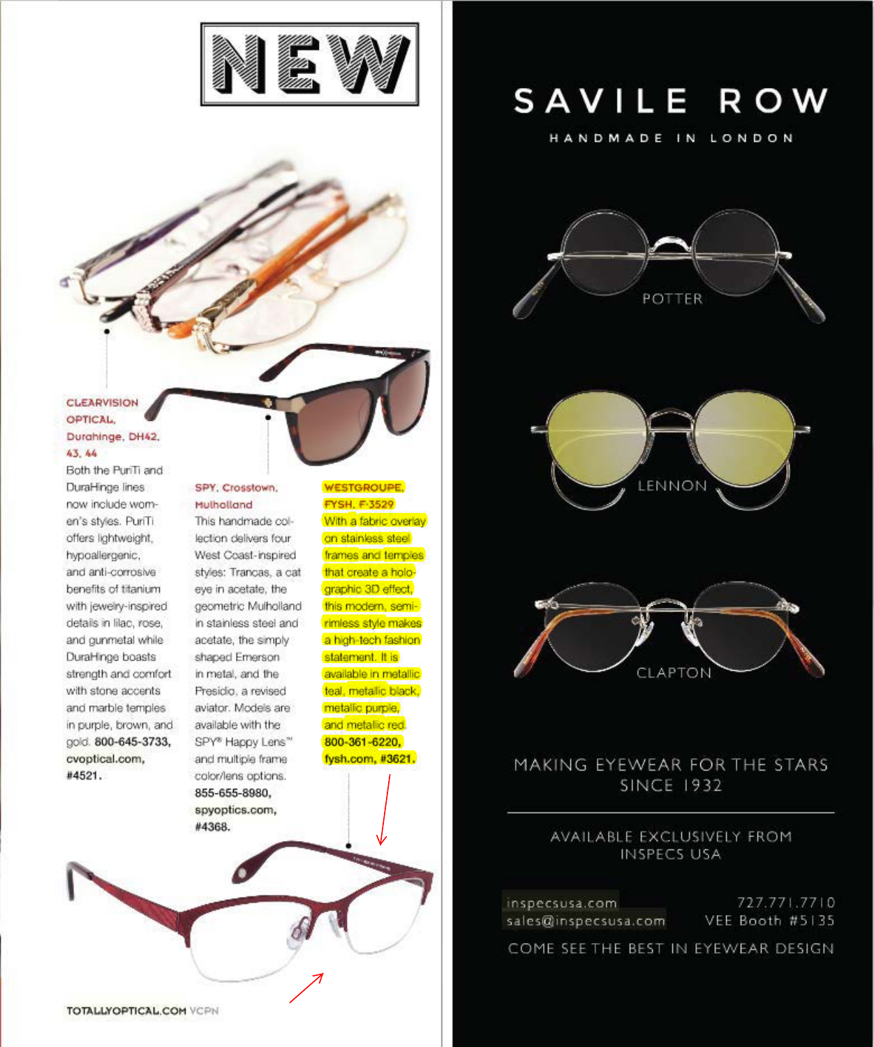# NEW

**CLEARVISION OPTICAL, Durahinge, DH42, 43, 44**

Both the PuriTi and DuraHinge lines now include women's styles. PuriTi offers lightweight, hypoallergenic, and anti-corrosive benefits of titanium with jewelry-inspired details in lilac, rose, and gunmetal while DuraHinge boasts strength and comfort with stone accents and marble temples in purple, brown, and gold. **800-645-3733, cvoptical.com, #4521.**

**SPY, Crosstown, Mulholland**

This handmade collection delivers four West Coast-inspired styles: Trancas, a cat eye in acetate, the geometric Mulholland in stainless steel and acetate, the simply shaped Emerson in metal, and the Presidio, a revised aviator. Models are available with the SPY® Happy Lens™ and multiple frame color/lens options. **855-655-8980, spyoptics.com, #4368.**

**WESTGROUPE, FYSH, F-3529**

With a fabric overlay on stainless steel frames and temples that create a holographic 3D effect, this modern, semi-rimless style makes a high-tech fashion statement. It is available in metallic teal, metallic black, metallic purple, and metallic red. **800-361-6220, fysh.com, #3621.**

TOTALLYOPTICAL.COM VCPN

---

# SAVILE ROW

HANDMADE IN LONDON

POTTER

LENNON

CLAPTON

MAKING EYEWEAR FOR THE STARS SINCE 1932

AVAILABLE EXCLUSIVELY FROM INSPECS USA

inspecsusa.com
sales@inspecsusa.com

727.771.7710
VEE Booth #5135

COME SEE THE BEST IN EYEWEAR DESIGN